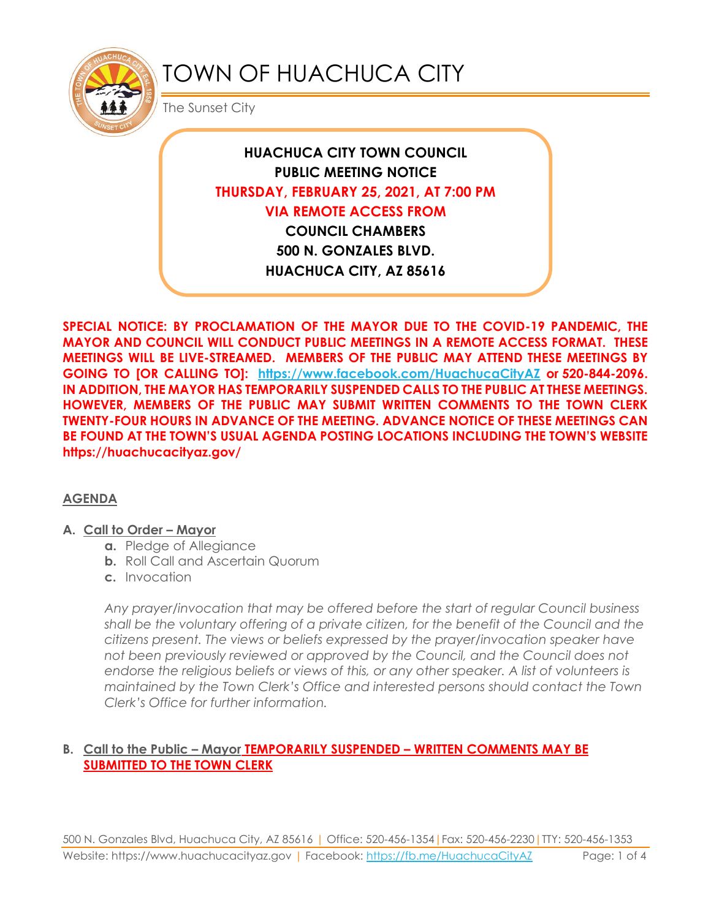# TOWN OF HUACHUCA CITY

The Sunset City

**HUACHUCA CITY TOWN COUNCIL**
**PUBLIC MEETING NOTICE**
**THURSDAY, FEBRUARY 25, 2021, AT 7:00 PM**
**VIA REMOTE ACCESS FROM**
**COUNCIL CHAMBERS**
**500 N. GONZALES BLVD.**
**HUACHUCA CITY, AZ 85616**

**SPECIAL NOTICE: BY PROCLAMATION OF THE MAYOR DUE TO THE COVID-19 PANDEMIC, THE MAYOR AND COUNCIL WILL CONDUCT PUBLIC MEETINGS IN A REMOTE ACCESS FORMAT. THESE MEETINGS WILL BE LIVE-STREAMED. MEMBERS OF THE PUBLIC MAY ATTEND THESE MEETINGS BY GOING TO [OR CALLING TO]: https://www.facebook.com/HuachucaCityAZ or 520-844-2096. IN ADDITION, THE MAYOR HAS TEMPORARILY SUSPENDED CALLS TO THE PUBLIC AT THESE MEETINGS. HOWEVER, MEMBERS OF THE PUBLIC MAY SUBMIT WRITTEN COMMENTS TO THE TOWN CLERK TWENTY-FOUR HOURS IN ADVANCE OF THE MEETING. ADVANCE NOTICE OF THESE MEETINGS CAN BE FOUND AT THE TOWN'S USUAL AGENDA POSTING LOCATIONS INCLUDING THE TOWN'S WEBSITE https://huachucacityaz.gov/**

## AGENDA

**A. Call to Order – Mayor**

- **a.** Pledge of Allegiance
- **b.** Roll Call and Ascertain Quorum
- **c.** Invocation

*Any prayer/invocation that may be offered before the start of regular Council business shall be the voluntary offering of a private citizen, for the benefit of the Council and the citizens present. The views or beliefs expressed by the prayer/invocation speaker have not been previously reviewed or approved by the Council, and the Council does not endorse the religious beliefs or views of this, or any other speaker. A list of volunteers is maintained by the Town Clerk's Office and interested persons should contact the Town Clerk's Office for further information.*

**B. Call to the Public – Mayor TEMPORARILY SUSPENDED – WRITTEN COMMENTS MAY BE SUBMITTED TO THE TOWN CLERK**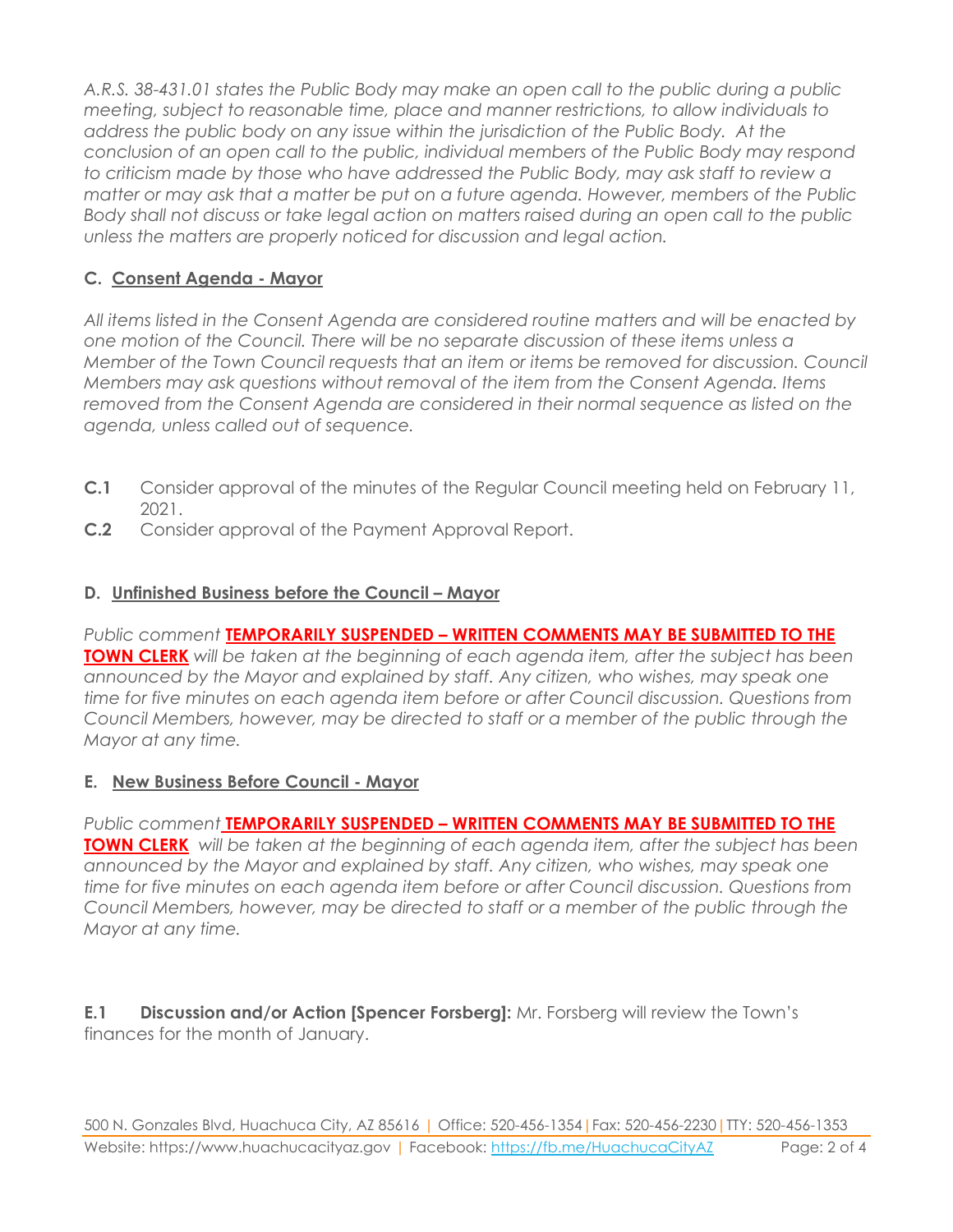*A.R.S. 38-431.01 states the Public Body may make an open call to the public during a public meeting, subject to reasonable time, place and manner restrictions, to allow individuals to address the public body on any issue within the jurisdiction of the Public Body. At the conclusion of an open call to the public, individual members of the Public Body may respond to criticism made by those who have addressed the Public Body, may ask staff to review a matter or may ask that a matter be put on a future agenda. However, members of the Public Body shall not discuss or take legal action on matters raised during an open call to the public unless the matters are properly noticed for discussion and legal action.*

### C. Consent Agenda - Mayor

*All items listed in the Consent Agenda are considered routine matters and will be enacted by one motion of the Council. There will be no separate discussion of these items unless a Member of the Town Council requests that an item or items be removed for discussion. Council Members may ask questions without removal of the item from the Consent Agenda. Items removed from the Consent Agenda are considered in their normal sequence as listed on the agenda, unless called out of sequence.*

**C.1** Consider approval of the minutes of the Regular Council meeting held on February 11, 2021.

**C.2** Consider approval of the Payment Approval Report.

### D. Unfinished Business before the Council – Mayor

*Public comment* **TEMPORARILY SUSPENDED – WRITTEN COMMENTS MAY BE SUBMITTED TO THE TOWN CLERK** *will be taken at the beginning of each agenda item, after the subject has been announced by the Mayor and explained by staff. Any citizen, who wishes, may speak one time for five minutes on each agenda item before or after Council discussion. Questions from Council Members, however, may be directed to staff or a member of the public through the Mayor at any time.*

### E. New Business Before Council - Mayor

*Public comment* **TEMPORARILY SUSPENDED – WRITTEN COMMENTS MAY BE SUBMITTED TO THE TOWN CLERK** *will be taken at the beginning of each agenda item, after the subject has been announced by the Mayor and explained by staff. Any citizen, who wishes, may speak one time for five minutes on each agenda item before or after Council discussion. Questions from Council Members, however, may be directed to staff or a member of the public through the Mayor at any time.*

**E.1 Discussion and/or Action [Spencer Forsberg]:** Mr. Forsberg will review the Town's finances for the month of January.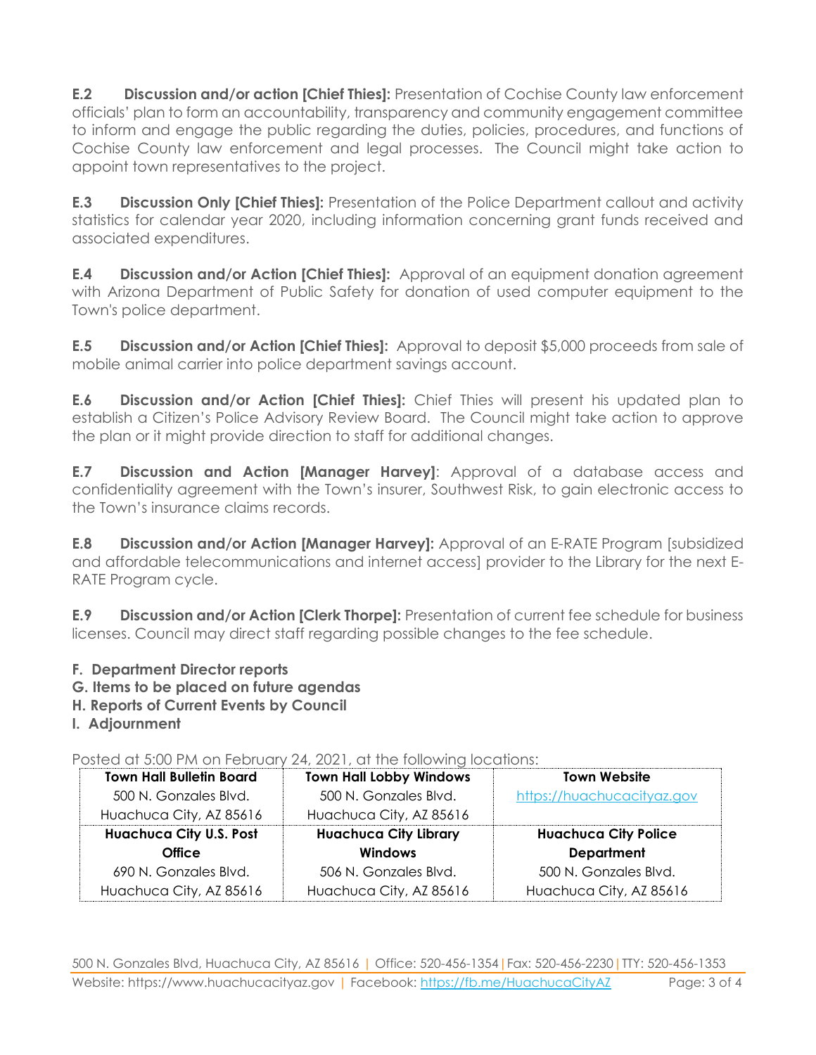**E.2 Discussion and/or action [Chief Thies]:** Presentation of Cochise County law enforcement officials' plan to form an accountability, transparency and community engagement committee to inform and engage the public regarding the duties, policies, procedures, and functions of Cochise County law enforcement and legal processes. The Council might take action to appoint town representatives to the project.

**E.3 Discussion Only [Chief Thies]:** Presentation of the Police Department callout and activity statistics for calendar year 2020, including information concerning grant funds received and associated expenditures.

**E.4 Discussion and/or Action [Chief Thies]:** Approval of an equipment donation agreement with Arizona Department of Public Safety for donation of used computer equipment to the Town's police department.

**E.5 Discussion and/or Action [Chief Thies]:** Approval to deposit $5,000 proceeds from sale of mobile animal carrier into police department savings account.

**E.6 Discussion and/or Action [Chief Thies]:** Chief Thies will present his updated plan to establish a Citizen's Police Advisory Review Board. The Council might take action to approve the plan or it might provide direction to staff for additional changes.

**E.7 Discussion and Action [Manager Harvey]**: Approval of a database access and confidentiality agreement with the Town's insurer, Southwest Risk, to gain electronic access to the Town's insurance claims records.

**E.8 Discussion and/or Action [Manager Harvey]:** Approval of an E-RATE Program [subsidized and affordable telecommunications and internet access] provider to the Library for the next E-RATE Program cycle.

**E.9 Discussion and/or Action [Clerk Thorpe]:** Presentation of current fee schedule for business licenses. Council may direct staff regarding possible changes to the fee schedule.

**F. Department Director reports**
**G. Items to be placed on future agendas**
**H. Reports of Current Events by Council**
**I. Adjournment**

Posted at 5:00 PM on February 24, 2021, at the following locations:

| **Town Hall Bulletin Board** | **Town Hall Lobby Windows** | **Town Website** |
|---|---|---|
| 500 N. Gonzales Blvd. Huachuca City, AZ 85616 | 500 N. Gonzales Blvd. Huachuca City, AZ 85616 | https://huachucacityaz.gov |
| **Huachuca City U.S. Post Office** | **Huachuca City Library Windows** | **Huachuca City Police Department** |
| 690 N. Gonzales Blvd. Huachuca City, AZ 85616 | 506 N. Gonzales Blvd. Huachuca City, AZ 85616 | 500 N. Gonzales Blvd. Huachuca City, AZ 85616 |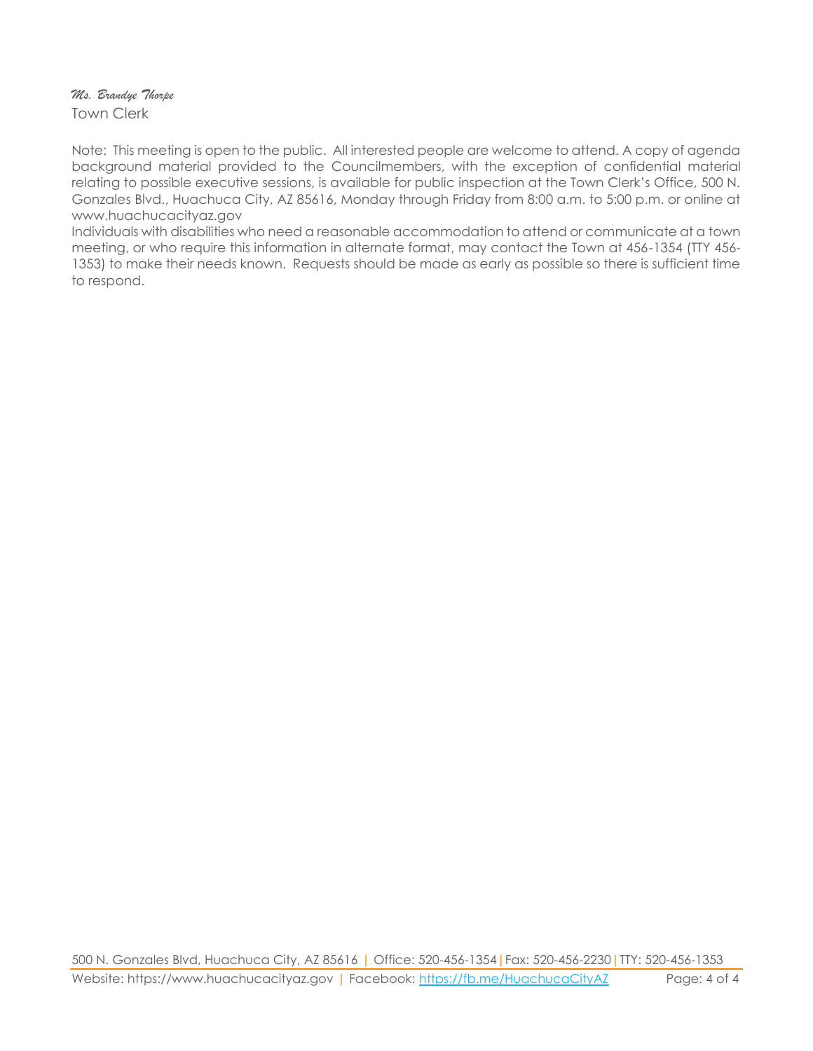*Ms. Brandye Thorpe*
Town Clerk

Note: This meeting is open to the public. All interested people are welcome to attend. A copy of agenda background material provided to the Councilmembers, with the exception of confidential material relating to possible executive sessions, is available for public inspection at the Town Clerk's Office, 500 N. Gonzales Blvd., Huachuca City, AZ 85616, Monday through Friday from 8:00 a.m. to 5:00 p.m. or online at www.huachucacityaz.gov

Individuals with disabilities who need a reasonable accommodation to attend or communicate at a town meeting, or who require this information in alternate format, may contact the Town at 456-1354 (TTY 456-1353) to make their needs known. Requests should be made as early as possible so there is sufficient time to respond.